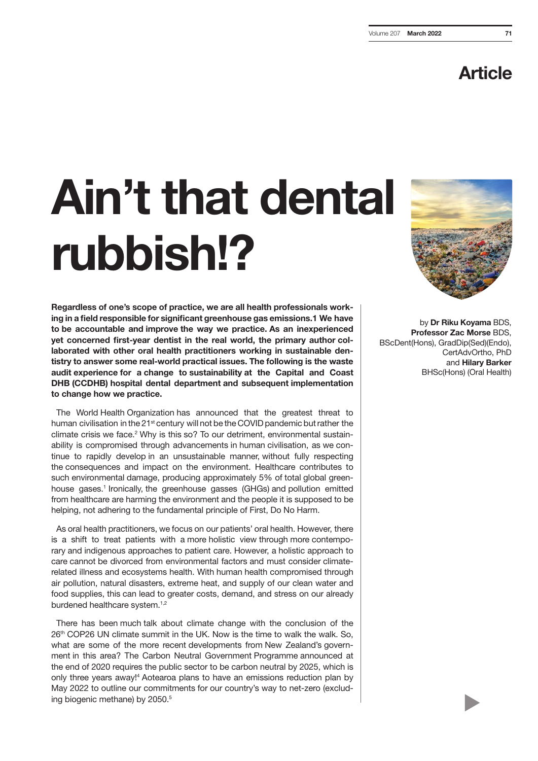Article

# Ain't that dental rubbish!?

by **Dr Riku Koyama** BDS, **Professor Zac Morse** BDS, BScDent(Hons), GradDip(Sed)(Endo), CertAdvOrtho, PhD and **Hilary Barker** BHSc(Hons) (Oral Health)

**Regardless of one's scope of practice, we are all health professionals working in a field responsible for significant greenhouse gas emissions.1 We have to be accountable and improve the way we practice. As an inexperienced yet concerned first-year dentist in the real world, the primary author collaborated with other oral health practitioners working in sustainable dentistry to answer some real-world practical issues. The following is the waste audit experience for a change to sustainability at the Capital and Coast DHB (CCDHB) hospital dental department and subsequent implementation to change how we practice.**

The World Health Organization has announced that the greatest threat to human civilisation in the 21st century will not be the COVID pandemic but rather the climate crisis we face.[2] Why is this so? To our detriment, environmental sustainability is compromised through advancements in human civilisation, as we continue to rapidly develop in an unsustainable manner, without fully respecting the consequences and impact on the environment. Healthcare contributes to such environmental damage, producing approximately 5% of total global greenhouse gases.[1] Ironically, the greenhouse gasses (GHGs) and pollution emitted from healthcare are harming the environment and the people it is supposed to be helping, not adhering to the fundamental principle of First, Do No Harm.

As oral health practitioners, we focus on our patients' oral health. However, there is a shift to treat patients with a more holistic view through more contemporary and indigenous approaches to patient care. However, a holistic approach to care cannot be divorced from environmental factors and must consider climate-related illness and ecosystems health. With human health compromised through air pollution, natural disasters, extreme heat, and supply of our clean water and food supplies, this can lead to greater costs, demand, and stress on our already burdened healthcare system.[1,2]

There has been much talk about climate change with the conclusion of the 26th COP26 UN climate summit in the UK. Now is the time to walk the walk. So, what are some of the more recent developments from New Zealand's government in this area? The Carbon Neutral Government Programme announced at the end of 2020 requires the public sector to be carbon neutral by 2025, which is only three years away![4] Aotearoa plans to have an emissions reduction plan by May 2022 to outline our commitments for our country's way to net-zero (excluding biogenic methane) by 2050.[5]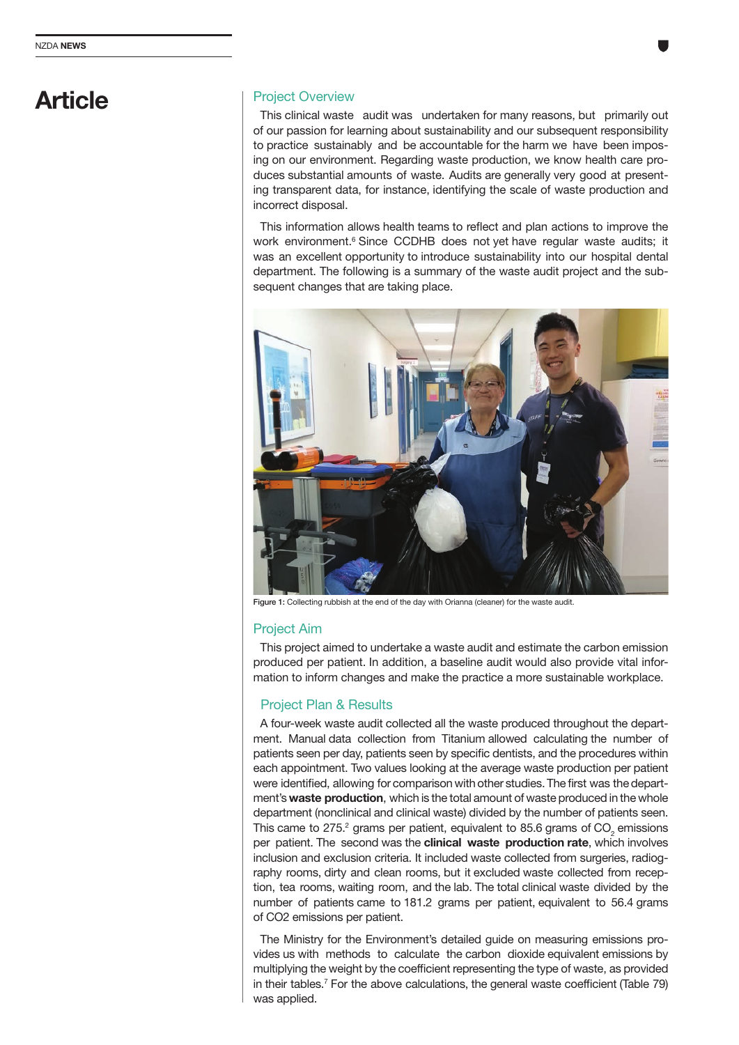# Article

## Project Overview

This clinical waste audit was undertaken for many reasons, but primarily out of our passion for learning about sustainability and our subsequent responsibility to practice sustainably and be accountable for the harm we have been imposing on our environment. Regarding waste production, we know health care produces substantial amounts of waste. Audits are generally very good at presenting transparent data, for instance, identifying the scale of waste production and incorrect disposal.

This information allows health teams to reflect and plan actions to improve the work environment.[6] Since CCDHB does not yet have regular waste audits; it was an excellent opportunity to introduce sustainability into our hospital dental department. The following is a summary of the waste audit project and the subsequent changes that are taking place.

**Figure 1:** Collecting rubbish at the end of the day with Orianna (cleaner) for the waste audit.

## Project Aim

This project aimed to undertake a waste audit and estimate the carbon emission produced per patient. In addition, a baseline audit would also provide vital information to inform changes and make the practice a more sustainable workplace.

## Project Plan & Results

A four-week waste audit collected all the waste produced throughout the department. Manual data collection from Titanium allowed calculating the number of patients seen per day, patients seen by specific dentists, and the procedures within each appointment. Two values looking at the average waste production per patient were identified, allowing for comparison with other studies. The first was the department's **waste production**, which is the total amount of waste produced in the whole department (nonclinical and clinical waste) divided by the number of patients seen. This came to 275.[2] grams per patient, equivalent to 85.6 grams of $CO_2$ emissions per patient. The second was the **clinical waste production rate**, which involves inclusion and exclusion criteria. It included waste collected from surgeries, radiography rooms, dirty and clean rooms, but it excluded waste collected from reception, tea rooms, waiting room, and the lab. The total clinical waste divided by the number of patients came to 181.2 grams per patient, equivalent to 56.4 grams of CO2 emissions per patient.

The Ministry for the Environment's detailed guide on measuring emissions provides us with methods to calculate the carbon dioxide equivalent emissions by multiplying the weight by the coefficient representing the type of waste, as provided in their tables.[7] For the above calculations, the general waste coefficient (Table 79) was applied.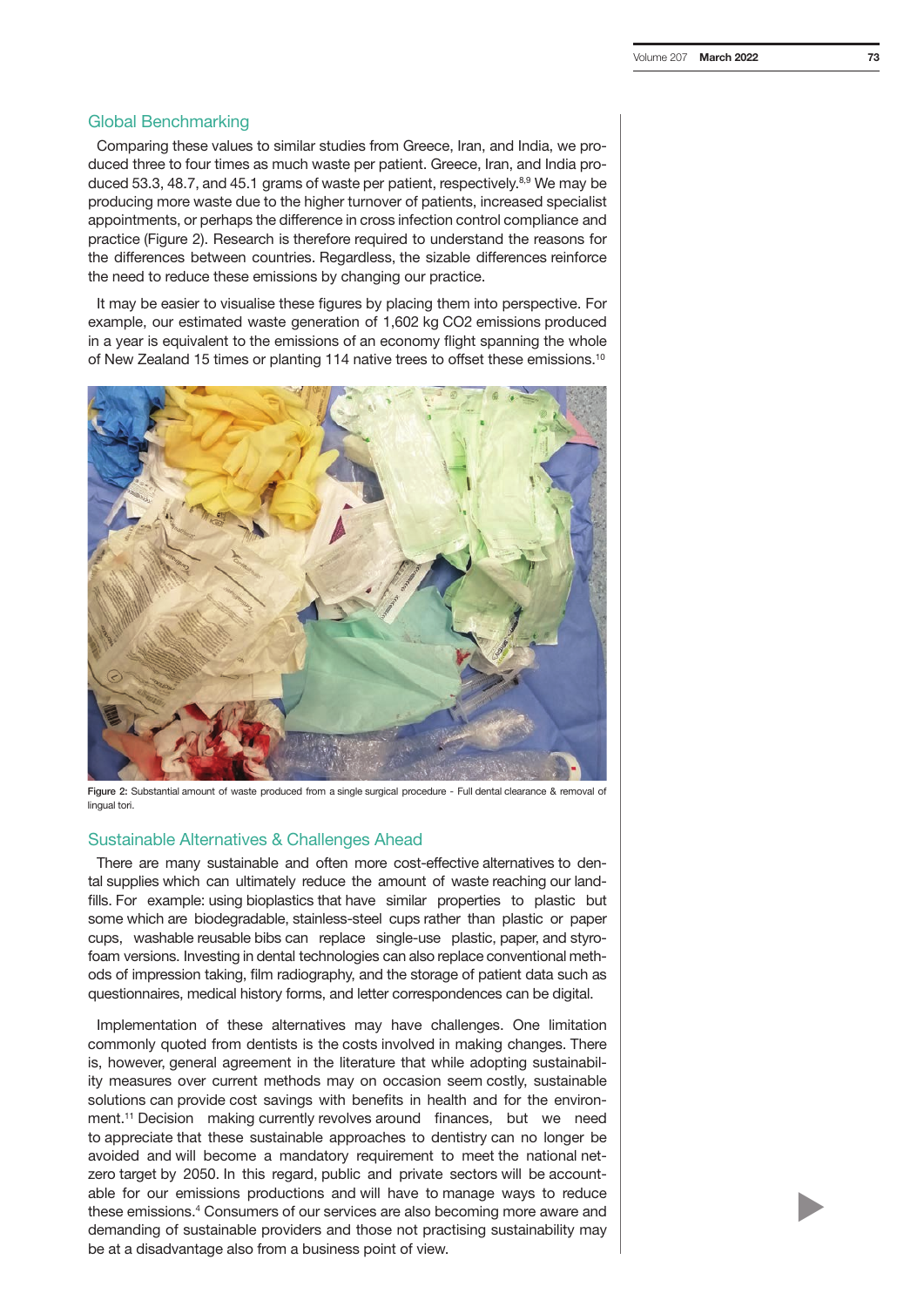## Global Benchmarking

Comparing these values to similar studies from Greece, Iran, and India, we produced three to four times as much waste per patient. Greece, Iran, and India produced 53.3, 48.7, and 45.1 grams of waste per patient, respectively.[8,9] We may be producing more waste due to the higher turnover of patients, increased specialist appointments, or perhaps the difference in cross infection control compliance and practice (Figure 2). Research is therefore required to understand the reasons for the differences between countries. Regardless, the sizable differences reinforce the need to reduce these emissions by changing our practice.

It may be easier to visualise these figures by placing them into perspective. For example, our estimated waste generation of 1,602 kg $CO_2$ emissions produced in a year is equivalent to the emissions of an economy flight spanning the whole of New Zealand 15 times or planting 114 native trees to offset these emissions.[10]

**Figure 2:** Substantial amount of waste produced from a single surgical procedure - Full dental clearance & removal of lingual tori.

## Sustainable Alternatives & Challenges Ahead

There are many sustainable and often more cost-effective alternatives to dental supplies which can ultimately reduce the amount of waste reaching our landfills. For example: using bioplastics that have similar properties to plastic but some which are biodegradable, stainless-steel cups rather than plastic or paper cups, washable reusable bibs can replace single-use plastic, paper, and styrofoam versions. Investing in dental technologies can also replace conventional methods of impression taking, film radiography, and the storage of patient data such as questionnaires, medical history forms, and letter correspondences can be digital.

Implementation of these alternatives may have challenges. One limitation commonly quoted from dentists is the costs involved in making changes. There is, however, general agreement in the literature that while adopting sustainability measures over current methods may on occasion seem costly, sustainable solutions can provide cost savings with benefits in health and for the environment.[11] Decision making currently revolves around finances, but we need to appreciate that these sustainable approaches to dentistry can no longer be avoided and will become a mandatory requirement to meet the national net-zero target by 2050. In this regard, public and private sectors will be accountable for our emissions productions and will have to manage ways to reduce these emissions.[4] Consumers of our services are also becoming more aware and demanding of sustainable providers and those not practising sustainability may be at a disadvantage also from a business point of view.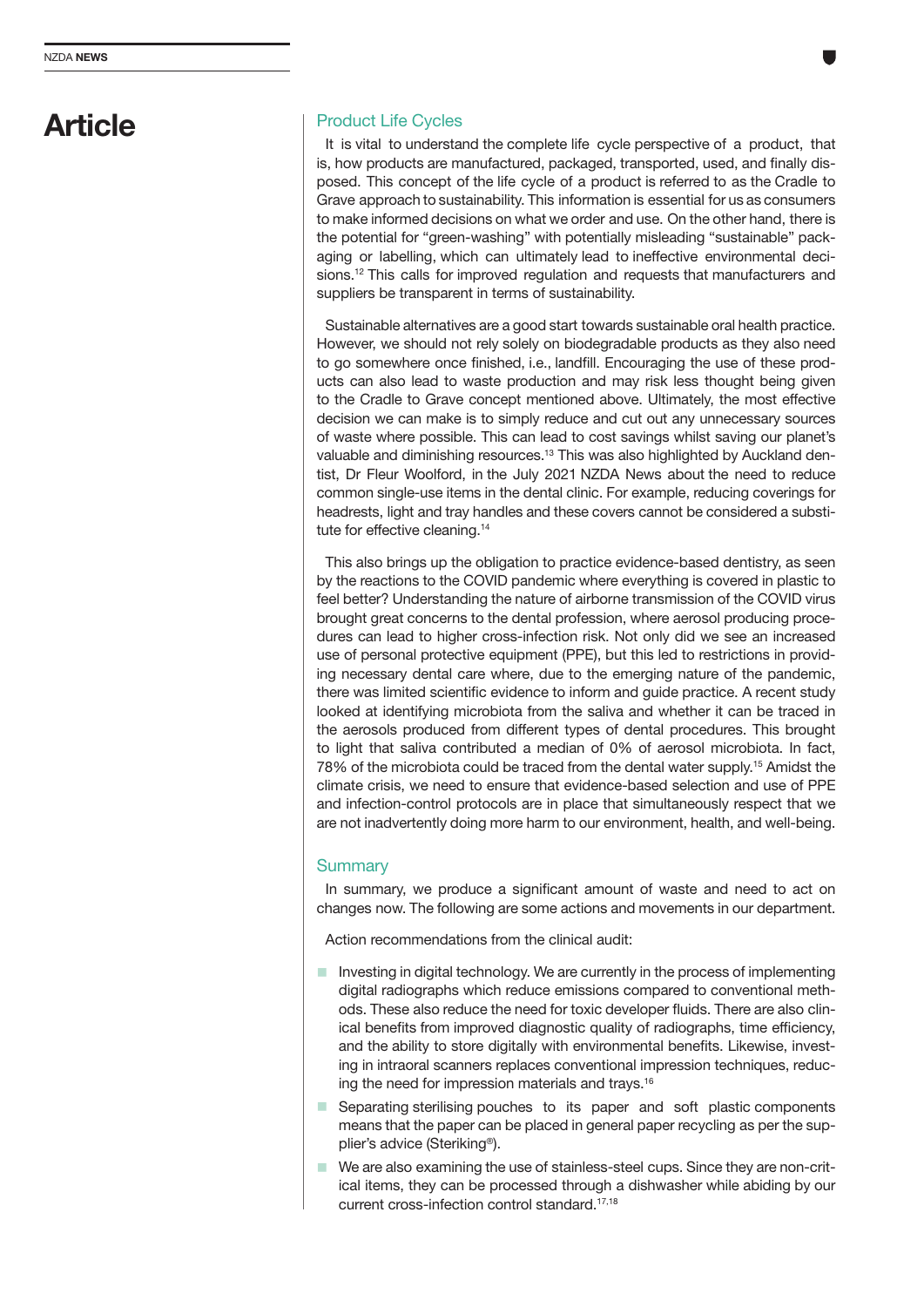# Article

## Product Life Cycles

It is vital to understand the complete life cycle perspective of a product, that is, how products are manufactured, packaged, transported, used, and finally disposed. This concept of the life cycle of a product is referred to as the Cradle to Grave approach to sustainability. This information is essential for us as consumers to make informed decisions on what we order and use. On the other hand, there is the potential for "green-washing" with potentially misleading "sustainable" packaging or labelling, which can ultimately lead to ineffective environmental decisions.[12] This calls for improved regulation and requests that manufacturers and suppliers be transparent in terms of sustainability.

Sustainable alternatives are a good start towards sustainable oral health practice. However, we should not rely solely on biodegradable products as they also need to go somewhere once finished, i.e., landfill. Encouraging the use of these products can also lead to waste production and may risk less thought being given to the Cradle to Grave concept mentioned above. Ultimately, the most effective decision we can make is to simply reduce and cut out any unnecessary sources of waste where possible. This can lead to cost savings whilst saving our planet's valuable and diminishing resources.[13] This was also highlighted by Auckland dentist, Dr Fleur Woolford, in the July 2021 NZDA News about the need to reduce common single-use items in the dental clinic. For example, reducing coverings for headrests, light and tray handles and these covers cannot be considered a substitute for effective cleaning.[14]

This also brings up the obligation to practice evidence-based dentistry, as seen by the reactions to the COVID pandemic where everything is covered in plastic to feel better? Understanding the nature of airborne transmission of the COVID virus brought great concerns to the dental profession, where aerosol producing procedures can lead to higher cross-infection risk. Not only did we see an increased use of personal protective equipment (PPE), but this led to restrictions in providing necessary dental care where, due to the emerging nature of the pandemic, there was limited scientific evidence to inform and guide practice. A recent study looked at identifying microbiota from the saliva and whether it can be traced in the aerosols produced from different types of dental procedures. This brought to light that saliva contributed a median of 0% of aerosol microbiota. In fact, 78% of the microbiota could be traced from the dental water supply.[15] Amidst the climate crisis, we need to ensure that evidence-based selection and use of PPE and infection-control protocols are in place that simultaneously respect that we are not inadvertently doing more harm to our environment, health, and well-being.

## Summary

In summary, we produce a significant amount of waste and need to act on changes now. The following are some actions and movements in our department.

Action recommendations from the clinical audit:

- Investing in digital technology. We are currently in the process of implementing digital radiographs which reduce emissions compared to conventional methods. These also reduce the need for toxic developer fluids. There are also clinical benefits from improved diagnostic quality of radiographs, time efficiency, and the ability to store digitally with environmental benefits. Likewise, investing in intraoral scanners replaces conventional impression techniques, reducing the need for impression materials and trays.[16]
- Separating sterilising pouches to its paper and soft plastic components means that the paper can be placed in general paper recycling as per the supplier's advice (Steriking®).
- We are also examining the use of stainless-steel cups. Since they are non-critical items, they can be processed through a dishwasher while abiding by our current cross-infection control standard.[17,18]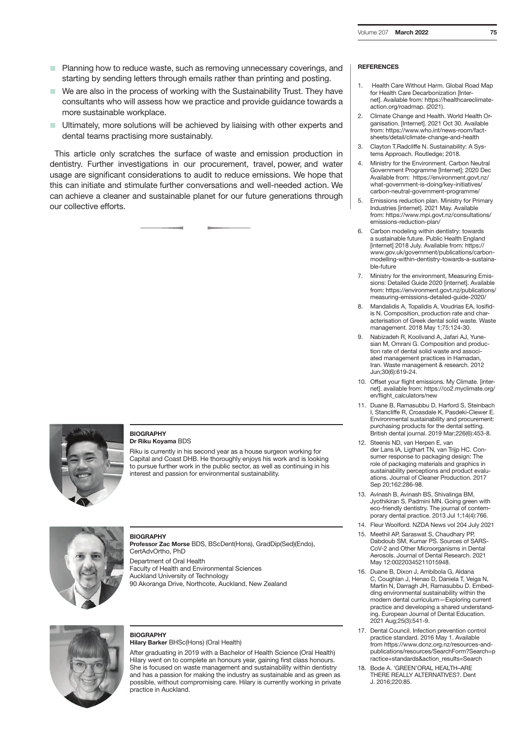- Planning how to reduce waste, such as removing unnecessary coverings, and starting by sending letters through emails rather than printing and posting.
- We are also in the process of working with the Sustainability Trust. They have consultants who will assess how we practice and provide guidance towards a more sustainable workplace.
- Ultimately, more solutions will be achieved by liaising with other experts and dental teams practising more sustainably.

This article only scratches the surface of waste and emission production in dentistry. Further investigations in our procurement, travel, power, and water usage are significant considerations to audit to reduce emissions. We hope that this can initiate and stimulate further conversations and well-needed action. We can achieve a cleaner and sustainable planet for our future generations through our collective efforts.

### BIOGRAPHY

**Dr Riku Koyama** BDS

Riku is currently in his second year as a house surgeon working for Capital and Coast DHB. He thoroughly enjoys his work and is looking to pursue further work in the public sector, as well as continuing in his interest and passion for environmental sustainability.

### BIOGRAPHY

**Professor Zac Morse** BDS, BScDent(Hons), GradDip(Sed)(Endo), CertAdvOrtho, PhD

Department of Oral Health
Faculty of Health and Environmental Sciences
Auckland University of Technology
90 Akoranga Drive, Northcote, Auckland, New Zealand

### BIOGRAPHY

**Hilary Barker** BHSc(Hons) (Oral Health)

After graduating in 2019 with a Bachelor of Health Science (Oral Health) Hilary went on to complete an honours year, gaining first class honours. She is focused on waste management and sustainability within dentistry and has a passion for making the industry as sustainable and as green as possible, without compromising care. Hilary is currently working in private practice in Auckland.

### REFERENCES

1. Health Care Without Harm. Global Road Map for Health Care Decarbonization [Internet]. Available from: https://healthcareclimateaction.org/roadmap. (2021).
2. Climate Change and Health. World Health Organisation. [Internet]. 2021 Oct 30. Available from: https://www.who.int/news-room/fact-sheets/detail/climate-change-and-health
3. Clayton T.Radcliffe N. Sustainability: A Systems Approach. Routledge; 2018.
4. Ministry for the Environment. Carbon Neutral Government Programme [Internet]; 2020 Dec Available from: https://environment.govt.nz/what-government-is-doing/key-initiatives/carbon-neutral-government-programme/
5. Emissions reduction plan. Ministry for Primary Industries [internet]. 2021 May. Available from: https://www.mpi.govt.nz/consultations/emissions-reduction-plan/
6. Carbon modeling within dentistry: towards a sustainable future. Public Health England [internet] 2018 July. Available from: https://www.gov.uk/government/publications/carbon-modelling-within-dentistry-towards-a-sustainable-future
7. Ministry for the environment, Measuring Emissions: Detailed Guide 2020 [internet]. Available from: https://environment.govt.nz/publications/measuring-emissions-detailed-guide-2020/
8. Mandalidis A, Topalidis A, Voudrias EA, Iosifidis N. Composition, production rate and characterisation of Greek dental solid waste. Waste management. 2018 May 1;75:124-30.
9. Nabizadeh R, Koolivand A, Jafari AJ, Yunesian M, Omrani G. Composition and production rate of dental solid waste and associated management practices in Hamadan, Iran. Waste management & research. 2012 Jun;30(6):619-24.
10. Offset your flight emissions. My Climate. [internet]. available from: https://co2.myclimate.org/en/flight_calculators/new
11. Duane B, Ramasubbu D, Harford S, Steinbach I, Stancliffe R, Croasdale K, Pasdeki-Clewer E. Environmental sustainability and procurement: purchasing products for the dental setting. British dental journal. 2019 Mar;226(6):453-8.
12. Steenis ND, van Herpen E, van der Lans IA, Ligthart TN, van Trijp HC. Consumer response to packaging design: The role of packaging materials and graphics in sustainability perceptions and product evaluations. Journal of Cleaner Production. 2017 Sep 20;162:286-98.
13. Avinash B, Avinash BS, Shivalinga BM, Jyothikiran S, Padmini MN. Going green with eco-friendly dentistry. The journal of contemporary dental practice. 2013 Jul 1;14(4):766.
14. Fleur Woolford. NZDA News vol 204 July 2021
15. Meethil AP, Saraswat S, Chaudhary PP, Dabdoub SM, Kumar PS. Sources of SARS-CoV-2 and Other Microorganisms in Dental Aerosols. Journal of Dental Research. 2021 May 12:00220345211015948.
16. Duane B, Dixon J, Ambibola G, Aldana C, Coughlan J, Henao D, Daniela T, Veiga N, Martin N, Darragh JH, Ramasubbu D. Embedding environmental sustainability within the modern dental curriculum—Exploring current practice and developing a shared understanding. European Journal of Dental Education. 2021 Aug;25(3):541-9.
17. Dental Council. Infection prevention control practice standard. 2016 May 1. Available from https://www.dcnz.org.nz/resources-and-publications/resources/SearchForm?Search=practice+standards&action_results=Search
18. Bode A. 'GREEN'ORAL HEALTH–ARE THERE REALLY ALTERNATIVES?. Dent J. 2016;220:85.